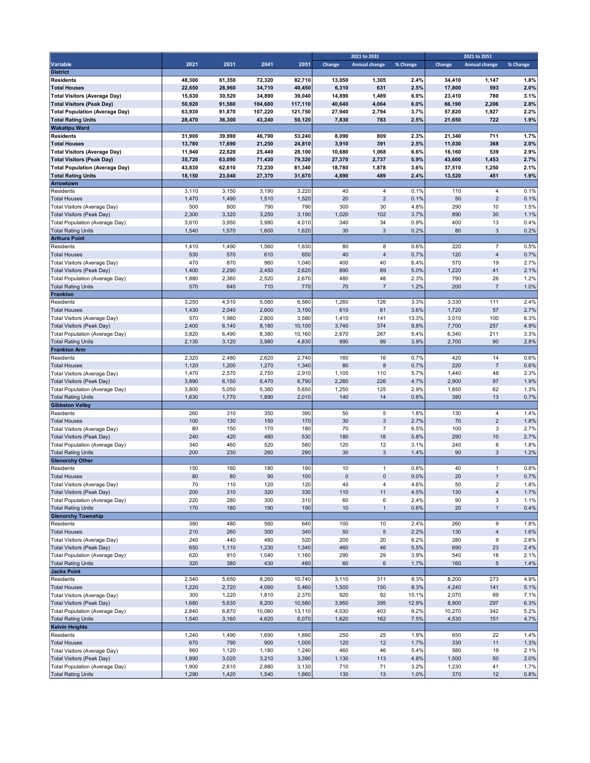| Variable | 2021 | 2031 | 2041 | 2051 | 2021 to 2031 | | | 2021 to 2051 | | |
|---|---|---|---|---|---|---|---|---|---|---|
| | | | | | Change | Annual change | % Change | Change | Annual change | % Change |
| **District** | | | | | | | | | | |
| **Residents** | **48,300** | **61,350** | **72,320** | **82,710** | **13,050** | **1,305** | **2.4%** | **34,410** | **1,147** | **1.8%** |
| **Total Houses** | **22,650** | **28,960** | **34,710** | **40,450** | **6,310** | **631** | **2.5%** | **17,800** | **593** | **2.0%** |
| **Total Visitors (Average Day)** | **15,630** | **30,520** | **34,890** | **39,040** | **14,890** | **1,489** | **6.9%** | **23,410** | **780** | **3.1%** |
| **Total Visitors (Peak Day)** | **50,920** | **91,560** | **104,680** | **117,110** | **40,640** | **4,064** | **6.0%** | **66,190** | **2,206** | **2.8%** |
| **Total Population (Average Day)** | **63,930** | **91,870** | **107,220** | **121,750** | **27,940** | **2,794** | **3.7%** | **57,820** | **1,927** | **2.2%** |
| **Total Rating Units** | **28,470** | **36,300** | **43,240** | **50,120** | **7,830** | **783** | **2.5%** | **21,650** | **722** | **1.9%** |
| **Wakatipu Ward** | | | | | | | | | | |
| **Residents** | **31,900** | **39,990** | **46,790** | **53,240** | **8,090** | **809** | **2.3%** | **21,340** | **711** | **1.7%** |
| **Total Houses** | **13,780** | **17,690** | **21,250** | **24,810** | **3,910** | **391** | **2.5%** | **11,030** | **368** | **2.0%** |
| **Total Visitors (Average Day)** | **11,940** | **22,620** | **25,440** | **28,100** | **10,680** | **1,068** | **6.6%** | **16,160** | **539** | **2.9%** |
| **Total Visitors (Peak Day)** | **35,720** | **63,090** | **71,430** | **79,320** | **27,370** | **2,737** | **5.9%** | **43,600** | **1,453** | **2.7%** |
| **Total Population (Average Day)** | **43,830** | **62,610** | **72,230** | **81,340** | **18,780** | **1,878** | **3.6%** | **37,510** | **1,250** | **2.1%** |
| **Total Rating Units** | **18,150** | **23,040** | **27,370** | **31,670** | **4,890** | **489** | **2.4%** | **13,520** | **451** | **1.9%** |
| **Arrowtown** | | | | | | | | | | |
| Residents | 3,110 | 3,150 | 3,190 | 3,220 | 40 | 4 | 0.1% | 110 | 4 | 0.1% |
| Total Houses | 1,470 | 1,490 | 1,510 | 1,520 | 20 | 2 | 0.1% | 50 | 2 | 0.1% |
| Total Visitors (Average Day) | 500 | 800 | 790 | 790 | 300 | 30 | 4.8% | 290 | 10 | 1.5% |
| Total Visitors (Peak Day) | 2,300 | 3,320 | 3,250 | 3,190 | 1,020 | 102 | 3.7% | 890 | 30 | 1.1% |
| Total Population (Average Day) | 3,610 | 3,950 | 3,980 | 4,010 | 340 | 34 | 0.9% | 400 | 13 | 0.4% |
| Total Rating Units | 1,540 | 1,570 | 1,600 | 1,620 | 30 | 3 | 0.2% | 80 | 3 | 0.2% |
| **Arthurs Point** | | | | | | | | | | |
| Residents | 1,410 | 1,490 | 1,560 | 1,630 | 80 | 8 | 0.6% | 220 | 7 | 0.5% |
| Total Houses | 530 | 570 | 610 | 650 | 40 | 4 | 0.7% | 120 | 4 | 0.7% |
| Total Visitors (Average Day) | 470 | 870 | 960 | 1,040 | 400 | 40 | 6.4% | 570 | 19 | 2.7% |
| Total Visitors (Peak Day) | 1,400 | 2,290 | 2,450 | 2,620 | 890 | 89 | 5.0% | 1,220 | 41 | 2.1% |
| Total Population (Average Day) | 1,880 | 2,360 | 2,520 | 2,670 | 480 | 48 | 2.3% | 790 | 26 | 1.2% |
| Total Rating Units | 570 | 640 | 710 | 770 | 70 | 7 | 1.2% | 200 | 7 | 1.0% |
| **Frankton** | | | | | | | | | | |
| Residents | 3,250 | 4,510 | 5,580 | 6,580 | 1,260 | 126 | 3.3% | 3,330 | 111 | 2.4% |
| Total Houses | 1,430 | 2,040 | 2,600 | 3,150 | 610 | 61 | 3.6% | 1,720 | 57 | 2.7% |
| Total Visitors (Average Day) | 570 | 1,980 | 2,800 | 3,580 | 1,410 | 141 | 13.3% | 3,010 | 100 | 6.3% |
| Total Visitors (Peak Day) | 2,400 | 6,140 | 8,180 | 10,100 | 3,740 | 374 | 9.8% | 7,700 | 257 | 4.9% |
| Total Population (Average Day) | 3,820 | 6,490 | 8,380 | 10,160 | 2,670 | 267 | 5.4% | 6,340 | 211 | 3.3% |
| Total Rating Units | 2,130 | 3,120 | 3,980 | 4,830 | 990 | 99 | 3.9% | 2,700 | 90 | 2.8% |
| **Frankton Arm** | | | | | | | | | | |
| Residents | 2,320 | 2,480 | 2,620 | 2,740 | 160 | 16 | 0.7% | 420 | 14 | 0.6% |
| Total Houses | 1,120 | 1,200 | 1,270 | 1,340 | 80 | 8 | 0.7% | 220 | 7 | 0.6% |
| Total Visitors (Average Day) | 1,470 | 2,570 | 2,750 | 2,910 | 1,100 | 110 | 5.7% | 1,440 | 48 | 2.3% |
| Total Visitors (Peak Day) | 3,890 | 6,150 | 6,470 | 6,790 | 2,260 | 226 | 4.7% | 2,900 | 97 | 1.9% |
| Total Population (Average Day) | 3,800 | 5,050 | 5,360 | 5,650 | 1,250 | 125 | 2.9% | 1,850 | 62 | 1.3% |
| Total Rating Units | 1,630 | 1,770 | 1,890 | 2,010 | 140 | 14 | 0.8% | 380 | 13 | 0.7% |
| **Gibbston Valley** | | | | | | | | | | |
| Residents | 260 | 310 | 350 | 390 | 50 | 5 | 1.8% | 130 | 4 | 1.4% |
| Total Houses | 100 | 130 | 150 | 170 | 30 | 3 | 2.7% | 70 | 2 | 1.8% |
| Total Visitors (Average Day) | 80 | 150 | 170 | 180 | 70 | 7 | 6.5% | 100 | 3 | 2.7% |
| Total Visitors (Peak Day) | 240 | 420 | 480 | 530 | 180 | 18 | 5.8% | 290 | 10 | 2.7% |
| Total Population (Average Day) | 340 | 460 | 520 | 580 | 120 | 12 | 3.1% | 240 | 8 | 1.8% |
| Total Rating Units | 200 | 230 | 260 | 290 | 30 | 3 | 1.4% | 90 | 3 | 1.2% |
| **Glenorchy Other** | | | | | | | | | | |
| Residents | 150 | 160 | 180 | 190 | 10 | 1 | 0.6% | 40 | 1 | 0.8% |
| Total Houses | 80 | 80 | 90 | 100 | 0 | 0 | 0.0% | 20 | 1 | 0.7% |
| Total Visitors (Average Day) | 70 | 110 | 120 | 120 | 40 | 4 | 4.6% | 50 | 2 | 1.8% |
| Total Visitors (Peak Day) | 200 | 310 | 320 | 330 | 110 | 11 | 4.5% | 130 | 4 | 1.7% |
| Total Population (Average Day) | 220 | 280 | 300 | 310 | 60 | 6 | 2.4% | 90 | 3 | 1.1% |
| Total Rating Units | 170 | 180 | 190 | 190 | 10 | 1 | 0.6% | 20 | 1 | 0.4% |
| **Glenorchy Township** | | | | | | | | | | |
| Residents | 380 | 480 | 560 | 640 | 100 | 10 | 2.4% | 260 | 9 | 1.8% |
| Total Houses | 210 | 260 | 300 | 340 | 50 | 5 | 2.2% | 130 | 4 | 1.6% |
| Total Visitors (Average Day) | 240 | 440 | 480 | 520 | 200 | 20 | 6.2% | 280 | 9 | 2.6% |
| Total Visitors (Peak Day) | 650 | 1,110 | 1,230 | 1,340 | 460 | 46 | 5.5% | 690 | 23 | 2.4% |
| Total Population (Average Day) | 620 | 910 | 1,040 | 1,160 | 290 | 29 | 3.9% | 540 | 18 | 2.1% |
| Total Rating Units | 320 | 380 | 430 | 480 | 60 | 6 | 1.7% | 160 | 5 | 1.4% |
| **Jacks Point** | | | | | | | | | | |
| Residents | 2,540 | 5,650 | 8,260 | 10,740 | 3,110 | 311 | 8.3% | 8,200 | 273 | 4.9% |
| Total Houses | 1,220 | 2,720 | 4,090 | 5,460 | 1,500 | 150 | 8.3% | 4,240 | 141 | 5.1% |
| Total Visitors (Average Day) | 300 | 1,220 | 1,810 | 2,370 | 920 | 92 | 15.1% | 2,070 | 69 | 7.1% |
| Total Visitors (Peak Day) | 1,680 | 5,630 | 8,200 | 10,580 | 3,950 | 395 | 12.9% | 8,900 | 297 | 6.3% |
| Total Population (Average Day) | 2,840 | 6,870 | 10,080 | 13,110 | 4,030 | 403 | 9.2% | 10,270 | 342 | 5.2% |
| Total Rating Units | 1,540 | 3,160 | 4,620 | 6,070 | 1,620 | 162 | 7.5% | 4,530 | 151 | 4.7% |
| **Kelvin Heights** | | | | | | | | | | |
| Residents | 1,240 | 1,490 | 1,690 | 1,890 | 250 | 25 | 1.9% | 650 | 22 | 1.4% |
| Total Houses | 670 | 790 | 900 | 1,000 | 120 | 12 | 1.7% | 330 | 11 | 1.3% |
| Total Visitors (Average Day) | 660 | 1,120 | 1,180 | 1,240 | 460 | 46 | 5.4% | 580 | 19 | 2.1% |
| Total Visitors (Peak Day) | 1,890 | 3,020 | 3,210 | 3,390 | 1,130 | 113 | 4.8% | 1,500 | 50 | 2.0% |
| Total Population (Average Day) | 1,900 | 2,610 | 2,880 | 3,130 | 710 | 71 | 3.2% | 1,230 | 41 | 1.7% |
| Total Rating Units | 1,290 | 1,420 | 1,540 | 1,660 | 130 | 13 | 1.0% | 370 | 12 | 0.8% |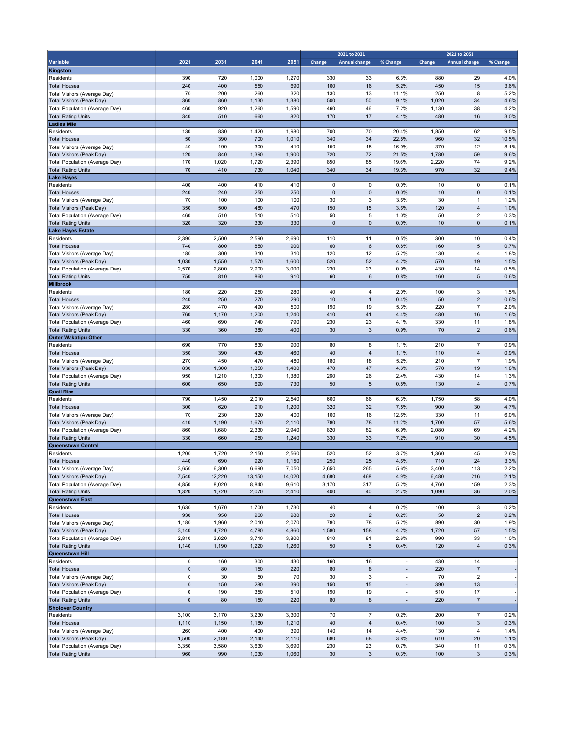| Variable | 2021 | 2031 | 2041 | 2051 | 2021 to 2031 | | | 2021 to 2051 | | |
|---|---|---|---|---|---|---|---|---|---|---|
| | | | | | Change | Annual change | % Change | Change | Annual change | % Change |
| **Kingston** | | | | | | | | | | |
| Residents | 390 | 720 | 1,000 | 1,270 | 330 | 33 | 6.3% | 880 | 29 | 4.0% |
| Total Houses | 240 | 400 | 550 | 690 | 160 | 16 | 5.2% | 450 | 15 | 3.6% |
| Total Visitors (Average Day) | 70 | 200 | 260 | 320 | 130 | 13 | 11.1% | 250 | 8 | 5.2% |
| Total Visitors (Peak Day) | 360 | 860 | 1,130 | 1,380 | 500 | 50 | 9.1% | 1,020 | 34 | 4.6% |
| Total Population (Average Day) | 460 | 920 | 1,260 | 1,590 | 460 | 46 | 7.2% | 1,130 | 38 | 4.2% |
| Total Rating Units | 340 | 510 | 660 | 820 | 170 | 17 | 4.1% | 480 | 16 | 3.0% |
| **Ladies Mile** | | | | | | | | | | |
| Residents | 130 | 830 | 1,420 | 1,980 | 700 | 70 | 20.4% | 1,850 | 62 | 9.5% |
| Total Houses | 50 | 390 | 700 | 1,010 | 340 | 34 | 22.8% | 960 | 32 | 10.5% |
| Total Visitors (Average Day) | 40 | 190 | 300 | 410 | 150 | 15 | 16.9% | 370 | 12 | 8.1% |
| Total Visitors (Peak Day) | 120 | 840 | 1,390 | 1,900 | 720 | 72 | 21.5% | 1,780 | 59 | 9.6% |
| Total Population (Average Day) | 170 | 1,020 | 1,720 | 2,390 | 850 | 85 | 19.6% | 2,220 | 74 | 9.2% |
| Total Rating Units | 70 | 410 | 730 | 1,040 | 340 | 34 | 19.3% | 970 | 32 | 9.4% |
| **Lake Hayes** | | | | | | | | | | |
| Residents | 400 | 400 | 410 | 410 | 0 | 0 | 0.0% | 10 | 0 | 0.1% |
| Total Houses | 240 | 240 | 250 | 250 | 0 | 0 | 0.0% | 10 | 0 | 0.1% |
| Total Visitors (Average Day) | 70 | 100 | 100 | 100 | 30 | 3 | 3.6% | 30 | 1 | 1.2% |
| Total Visitors (Peak Day) | 350 | 500 | 480 | 470 | 150 | 15 | 3.6% | 120 | 4 | 1.0% |
| Total Population (Average Day) | 460 | 510 | 510 | 510 | 50 | 5 | 1.0% | 50 | 2 | 0.3% |
| Total Rating Units | 320 | 320 | 330 | 330 | 0 | 0 | 0.0% | 10 | 0 | 0.1% |
| **Lake Hayes Estate** | | | | | | | | | | |
| Residents | 2,390 | 2,500 | 2,590 | 2,690 | 110 | 11 | 0.5% | 300 | 10 | 0.4% |
| Total Houses | 740 | 800 | 850 | 900 | 60 | 6 | 0.8% | 160 | 5 | 0.7% |
| Total Visitors (Average Day) | 180 | 300 | 310 | 310 | 120 | 12 | 5.2% | 130 | 4 | 1.8% |
| Total Visitors (Peak Day) | 1,030 | 1,550 | 1,570 | 1,600 | 520 | 52 | 4.2% | 570 | 19 | 1.5% |
| Total Population (Average Day) | 2,570 | 2,800 | 2,900 | 3,000 | 230 | 23 | 0.9% | 430 | 14 | 0.5% |
| Total Rating Units | 750 | 810 | 860 | 910 | 60 | 6 | 0.8% | 160 | 5 | 0.6% |
| **Millbrook** | | | | | | | | | | |
| Residents | 180 | 220 | 250 | 280 | 40 | 4 | 2.0% | 100 | 3 | 1.5% |
| Total Houses | 240 | 250 | 270 | 290 | 10 | 1 | 0.4% | 50 | 2 | 0.6% |
| Total Visitors (Average Day) | 280 | 470 | 490 | 500 | 190 | 19 | 5.3% | 220 | 7 | 2.0% |
| Total Visitors (Peak Day) | 760 | 1,170 | 1,200 | 1,240 | 410 | 41 | 4.4% | 480 | 16 | 1.6% |
| Total Population (Average Day) | 460 | 690 | 740 | 790 | 230 | 23 | 4.1% | 330 | 11 | 1.8% |
| Total Rating Units | 330 | 360 | 380 | 400 | 30 | 3 | 0.9% | 70 | 2 | 0.6% |
| **Outer Wakatipu Other** | | | | | | | | | | |
| Residents | 690 | 770 | 830 | 900 | 80 | 8 | 1.1% | 210 | 7 | 0.9% |
| Total Houses | 350 | 390 | 430 | 460 | 40 | 4 | 1.1% | 110 | 4 | 0.9% |
| Total Visitors (Average Day) | 270 | 450 | 470 | 480 | 180 | 18 | 5.2% | 210 | 7 | 1.9% |
| Total Visitors (Peak Day) | 830 | 1,300 | 1,350 | 1,400 | 470 | 47 | 4.6% | 570 | 19 | 1.8% |
| Total Population (Average Day) | 950 | 1,210 | 1,300 | 1,380 | 260 | 26 | 2.4% | 430 | 14 | 1.3% |
| Total Rating Units | 600 | 650 | 690 | 730 | 50 | 5 | 0.8% | 130 | 4 | 0.7% |
| **Quail Rise** | | | | | | | | | | |
| Residents | 790 | 1,450 | 2,010 | 2,540 | 660 | 66 | 6.3% | 1,750 | 58 | 4.0% |
| Total Houses | 300 | 620 | 910 | 1,200 | 320 | 32 | 7.5% | 900 | 30 | 4.7% |
| Total Visitors (Average Day) | 70 | 230 | 320 | 400 | 160 | 16 | 12.6% | 330 | 11 | 6.0% |
| Total Visitors (Peak Day) | 410 | 1,190 | 1,670 | 2,110 | 780 | 78 | 11.2% | 1,700 | 57 | 5.6% |
| Total Population (Average Day) | 860 | 1,680 | 2,330 | 2,940 | 820 | 82 | 6.9% | 2,080 | 69 | 4.2% |
| Total Rating Units | 330 | 660 | 950 | 1,240 | 330 | 33 | 7.2% | 910 | 30 | 4.5% |
| **Queenstown Central** | | | | | | | | | | |
| Residents | 1,200 | 1,720 | 2,150 | 2,560 | 520 | 52 | 3.7% | 1,360 | 45 | 2.6% |
| Total Houses | 440 | 690 | 920 | 1,150 | 250 | 25 | 4.6% | 710 | 24 | 3.3% |
| Total Visitors (Average Day) | 3,650 | 6,300 | 6,690 | 7,050 | 2,650 | 265 | 5.6% | 3,400 | 113 | 2.2% |
| Total Visitors (Peak Day) | 7,540 | 12,220 | 13,150 | 14,020 | 4,680 | 468 | 4.9% | 6,480 | 216 | 2.1% |
| Total Population (Average Day) | 4,850 | 8,020 | 8,840 | 9,610 | 3,170 | 317 | 5.2% | 4,760 | 159 | 2.3% |
| Total Rating Units | 1,320 | 1,720 | 2,070 | 2,410 | 400 | 40 | 2.7% | 1,090 | 36 | 2.0% |
| **Queenstown East** | | | | | | | | | | |
| Residents | 1,630 | 1,670 | 1,700 | 1,730 | 40 | 4 | 0.2% | 100 | 3 | 0.2% |
| Total Houses | 930 | 950 | 960 | 980 | 20 | 2 | 0.2% | 50 | 2 | 0.2% |
| Total Visitors (Average Day) | 1,180 | 1,960 | 2,010 | 2,070 | 780 | 78 | 5.2% | 890 | 30 | 1.9% |
| Total Visitors (Peak Day) | 3,140 | 4,720 | 4,780 | 4,860 | 1,580 | 158 | 4.2% | 1,720 | 57 | 1.5% |
| Total Population (Average Day) | 2,810 | 3,620 | 3,710 | 3,800 | 810 | 81 | 2.6% | 990 | 33 | 1.0% |
| Total Rating Units | 1,140 | 1,190 | 1,220 | 1,260 | 50 | 5 | 0.4% | 120 | 4 | 0.3% |
| **Queenstown Hill** | | | | | | | | | | |
| Residents | 0 | 160 | 300 | 430 | 160 | 16 | - | 430 | 14 | - |
| Total Houses | 0 | 80 | 150 | 220 | 80 | 8 | - | 220 | 7 | - |
| Total Visitors (Average Day) | 0 | 30 | 50 | 70 | 30 | 3 | - | 70 | 2 | - |
| Total Visitors (Peak Day) | 0 | 150 | 280 | 390 | 150 | 15 | - | 390 | 13 | - |
| Total Population (Average Day) | 0 | 190 | 350 | 510 | 190 | 19 | - | 510 | 17 | - |
| Total Rating Units | 0 | 80 | 150 | 220 | 80 | 8 | - | 220 | 7 | - |
| **Shotover Country** | | | | | | | | | | |
| Residents | 3,100 | 3,170 | 3,230 | 3,300 | 70 | 7 | 0.2% | 200 | 7 | 0.2% |
| Total Houses | 1,110 | 1,150 | 1,180 | 1,210 | 40 | 4 | 0.4% | 100 | 3 | 0.3% |
| Total Visitors (Average Day) | 260 | 400 | 400 | 390 | 140 | 14 | 4.4% | 130 | 4 | 1.4% |
| Total Visitors (Peak Day) | 1,500 | 2,180 | 2,140 | 2,110 | 680 | 68 | 3.8% | 610 | 20 | 1.1% |
| Total Population (Average Day) | 3,350 | 3,580 | 3,630 | 3,690 | 230 | 23 | 0.7% | 340 | 11 | 0.3% |
| Total Rating Units | 960 | 990 | 1,030 | 1,060 | 30 | 3 | 0.3% | 100 | 3 | 0.3% |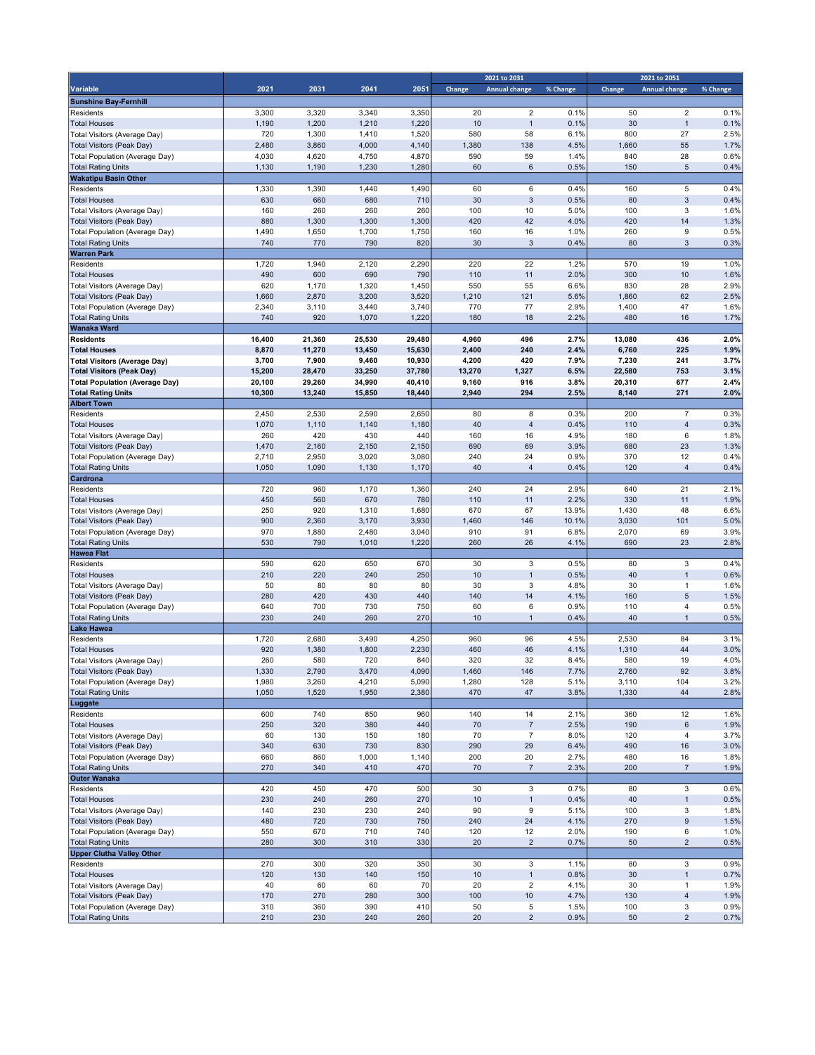| Variable | 2021 | 2031 | 2041 | 2051 | 2021 to 2031 | | | 2021 to 2051 | | |
|---|---|---|---|---|---|---|---|---|---|---|
| | | | | | Change | Annual change | % Change | Change | Annual change | % Change |
| **Sunshine Bay-Fernhill** | | | | | | | | | | |
| Residents | 3,300 | 3,320 | 3,340 | 3,350 | 20 | 2 | 0.1% | 50 | 2 | 0.1% |
| Total Houses | 1,190 | 1,200 | 1,210 | 1,220 | 10 | 1 | 0.1% | 30 | 1 | 0.1% |
| Total Visitors (Average Day) | 720 | 1,300 | 1,410 | 1,520 | 580 | 58 | 6.1% | 800 | 27 | 2.5% |
| Total Visitors (Peak Day) | 2,480 | 3,860 | 4,000 | 4,140 | 1,380 | 138 | 4.5% | 1,660 | 55 | 1.7% |
| Total Population (Average Day) | 4,030 | 4,620 | 4,750 | 4,870 | 590 | 59 | 1.4% | 840 | 28 | 0.6% |
| Total Rating Units | 1,130 | 1,190 | 1,230 | 1,280 | 60 | 6 | 0.5% | 150 | 5 | 0.4% |
| **Wakatipu Basin Other** | | | | | | | | | | |
| Residents | 1,330 | 1,390 | 1,440 | 1,490 | 60 | 6 | 0.4% | 160 | 5 | 0.4% |
| Total Houses | 630 | 660 | 680 | 710 | 30 | 3 | 0.5% | 80 | 3 | 0.4% |
| Total Visitors (Average Day) | 160 | 260 | 260 | 260 | 100 | 10 | 5.0% | 100 | 3 | 1.6% |
| Total Visitors (Peak Day) | 880 | 1,300 | 1,300 | 1,300 | 420 | 42 | 4.0% | 420 | 14 | 1.3% |
| Total Population (Average Day) | 1,490 | 1,650 | 1,700 | 1,750 | 160 | 16 | 1.0% | 260 | 9 | 0.5% |
| Total Rating Units | 740 | 770 | 790 | 820 | 30 | 3 | 0.4% | 80 | 3 | 0.3% |
| **Warren Park** | | | | | | | | | | |
| Residents | 1,720 | 1,940 | 2,120 | 2,290 | 220 | 22 | 1.2% | 570 | 19 | 1.0% |
| Total Houses | 490 | 600 | 690 | 790 | 110 | 11 | 2.0% | 300 | 10 | 1.6% |
| Total Visitors (Average Day) | 620 | 1,170 | 1,320 | 1,450 | 550 | 55 | 6.6% | 830 | 28 | 2.9% |
| Total Visitors (Peak Day) | 1,660 | 2,870 | 3,200 | 3,520 | 1,210 | 121 | 5.6% | 1,860 | 62 | 2.5% |
| Total Population (Average Day) | 2,340 | 3,110 | 3,440 | 3,740 | 770 | 77 | 2.9% | 1,400 | 47 | 1.6% |
| Total Rating Units | 740 | 920 | 1,070 | 1,220 | 180 | 18 | 2.2% | 480 | 16 | 1.7% |
| **Wanaka Ward** | | | | | | | | | | |
| **Residents** | **16,400** | **21,360** | **25,530** | **29,480** | **4,960** | **496** | **2.7%** | **13,080** | **436** | **2.0%** |
| **Total Houses** | **8,870** | **11,270** | **13,450** | **15,630** | **2,400** | **240** | **2.4%** | **6,760** | **225** | **1.9%** |
| **Total Visitors (Average Day)** | **3,700** | **7,900** | **9,460** | **10,930** | **4,200** | **420** | **7.9%** | **7,230** | **241** | **3.7%** |
| **Total Visitors (Peak Day)** | **15,200** | **28,470** | **33,250** | **37,780** | **13,270** | **1,327** | **6.5%** | **22,580** | **753** | **3.1%** |
| **Total Population (Average Day)** | **20,100** | **29,260** | **34,990** | **40,410** | **9,160** | **916** | **3.8%** | **20,310** | **677** | **2.4%** |
| **Total Rating Units** | **10,300** | **13,240** | **15,850** | **18,440** | **2,940** | **294** | **2.5%** | **8,140** | **271** | **2.0%** |
| **Albert Town** | | | | | | | | | | |
| Residents | 2,450 | 2,530 | 2,590 | 2,650 | 80 | 8 | 0.3% | 200 | 7 | 0.3% |
| Total Houses | 1,070 | 1,110 | 1,140 | 1,180 | 40 | 4 | 0.4% | 110 | 4 | 0.3% |
| Total Visitors (Average Day) | 260 | 420 | 430 | 440 | 160 | 16 | 4.9% | 180 | 6 | 1.8% |
| Total Visitors (Peak Day) | 1,470 | 2,160 | 2,150 | 2,150 | 690 | 69 | 3.9% | 680 | 23 | 1.3% |
| Total Population (Average Day) | 2,710 | 2,950 | 3,020 | 3,080 | 240 | 24 | 0.9% | 370 | 12 | 0.4% |
| Total Rating Units | 1,050 | 1,090 | 1,130 | 1,170 | 40 | 4 | 0.4% | 120 | 4 | 0.4% |
| **Cardrona** | | | | | | | | | | |
| Residents | 720 | 960 | 1,170 | 1,360 | 240 | 24 | 2.9% | 640 | 21 | 2.1% |
| Total Houses | 450 | 560 | 670 | 780 | 110 | 11 | 2.2% | 330 | 11 | 1.9% |
| Total Visitors (Average Day) | 250 | 920 | 1,310 | 1,680 | 670 | 67 | 13.9% | 1,430 | 48 | 6.6% |
| Total Visitors (Peak Day) | 900 | 2,360 | 3,170 | 3,930 | 1,460 | 146 | 10.1% | 3,030 | 101 | 5.0% |
| Total Population (Average Day) | 970 | 1,880 | 2,480 | 3,040 | 910 | 91 | 6.8% | 2,070 | 69 | 3.9% |
| Total Rating Units | 530 | 790 | 1,010 | 1,220 | 260 | 26 | 4.1% | 690 | 23 | 2.8% |
| **Hawea Flat** | | | | | | | | | | |
| Residents | 590 | 620 | 650 | 670 | 30 | 3 | 0.5% | 80 | 3 | 0.4% |
| Total Houses | 210 | 220 | 240 | 250 | 10 | 1 | 0.5% | 40 | 1 | 0.6% |
| Total Visitors (Average Day) | 50 | 80 | 80 | 80 | 30 | 3 | 4.8% | 30 | 1 | 1.6% |
| Total Visitors (Peak Day) | 280 | 420 | 430 | 440 | 140 | 14 | 4.1% | 160 | 5 | 1.5% |
| Total Population (Average Day) | 640 | 700 | 730 | 750 | 60 | 6 | 0.9% | 110 | 4 | 0.5% |
| Total Rating Units | 230 | 240 | 260 | 270 | 10 | 1 | 0.4% | 40 | 1 | 0.5% |
| **Lake Hawea** | | | | | | | | | | |
| Residents | 1,720 | 2,680 | 3,490 | 4,250 | 960 | 96 | 4.5% | 2,530 | 84 | 3.1% |
| Total Houses | 920 | 1,380 | 1,800 | 2,230 | 460 | 46 | 4.1% | 1,310 | 44 | 3.0% |
| Total Visitors (Average Day) | 260 | 580 | 720 | 840 | 320 | 32 | 8.4% | 580 | 19 | 4.0% |
| Total Visitors (Peak Day) | 1,330 | 2,790 | 3,470 | 4,090 | 1,460 | 146 | 7.7% | 2,760 | 92 | 3.8% |
| Total Population (Average Day) | 1,980 | 3,260 | 4,210 | 5,090 | 1,280 | 128 | 5.1% | 3,110 | 104 | 3.2% |
| Total Rating Units | 1,050 | 1,520 | 1,950 | 2,380 | 470 | 47 | 3.8% | 1,330 | 44 | 2.8% |
| **Luggate** | | | | | | | | | | |
| Residents | 600 | 740 | 850 | 960 | 140 | 14 | 2.1% | 360 | 12 | 1.6% |
| Total Houses | 250 | 320 | 380 | 440 | 70 | 7 | 2.5% | 190 | 6 | 1.9% |
| Total Visitors (Average Day) | 60 | 130 | 150 | 180 | 70 | 7 | 8.0% | 120 | 4 | 3.7% |
| Total Visitors (Peak Day) | 340 | 630 | 730 | 830 | 290 | 29 | 6.4% | 490 | 16 | 3.0% |
| Total Population (Average Day) | 660 | 860 | 1,000 | 1,140 | 200 | 20 | 2.7% | 480 | 16 | 1.8% |
| Total Rating Units | 270 | 340 | 410 | 470 | 70 | 7 | 2.3% | 200 | 7 | 1.9% |
| **Outer Wanaka** | | | | | | | | | | |
| Residents | 420 | 450 | 470 | 500 | 30 | 3 | 0.7% | 80 | 3 | 0.6% |
| Total Houses | 230 | 240 | 260 | 270 | 10 | 1 | 0.4% | 40 | 1 | 0.5% |
| Total Visitors (Average Day) | 140 | 230 | 230 | 240 | 90 | 9 | 5.1% | 100 | 3 | 1.8% |
| Total Visitors (Peak Day) | 480 | 720 | 730 | 750 | 240 | 24 | 4.1% | 270 | 9 | 1.5% |
| Total Population (Average Day) | 550 | 670 | 710 | 740 | 120 | 12 | 2.0% | 190 | 6 | 1.0% |
| Total Rating Units | 280 | 300 | 310 | 330 | 20 | 2 | 0.7% | 50 | 2 | 0.5% |
| **Upper Clutha Valley Other** | | | | | | | | | | |
| Residents | 270 | 300 | 320 | 350 | 30 | 3 | 1.1% | 80 | 3 | 0.9% |
| Total Houses | 120 | 130 | 140 | 150 | 10 | 1 | 0.8% | 30 | 1 | 0.7% |
| Total Visitors (Average Day) | 40 | 60 | 60 | 70 | 20 | 2 | 4.1% | 30 | 1 | 1.9% |
| Total Visitors (Peak Day) | 170 | 270 | 280 | 300 | 100 | 10 | 4.7% | 130 | 4 | 1.9% |
| Total Population (Average Day) | 310 | 360 | 390 | 410 | 50 | 5 | 1.5% | 100 | 3 | 0.9% |
| Total Rating Units | 210 | 230 | 240 | 260 | 20 | 2 | 0.9% | 50 | 2 | 0.7% |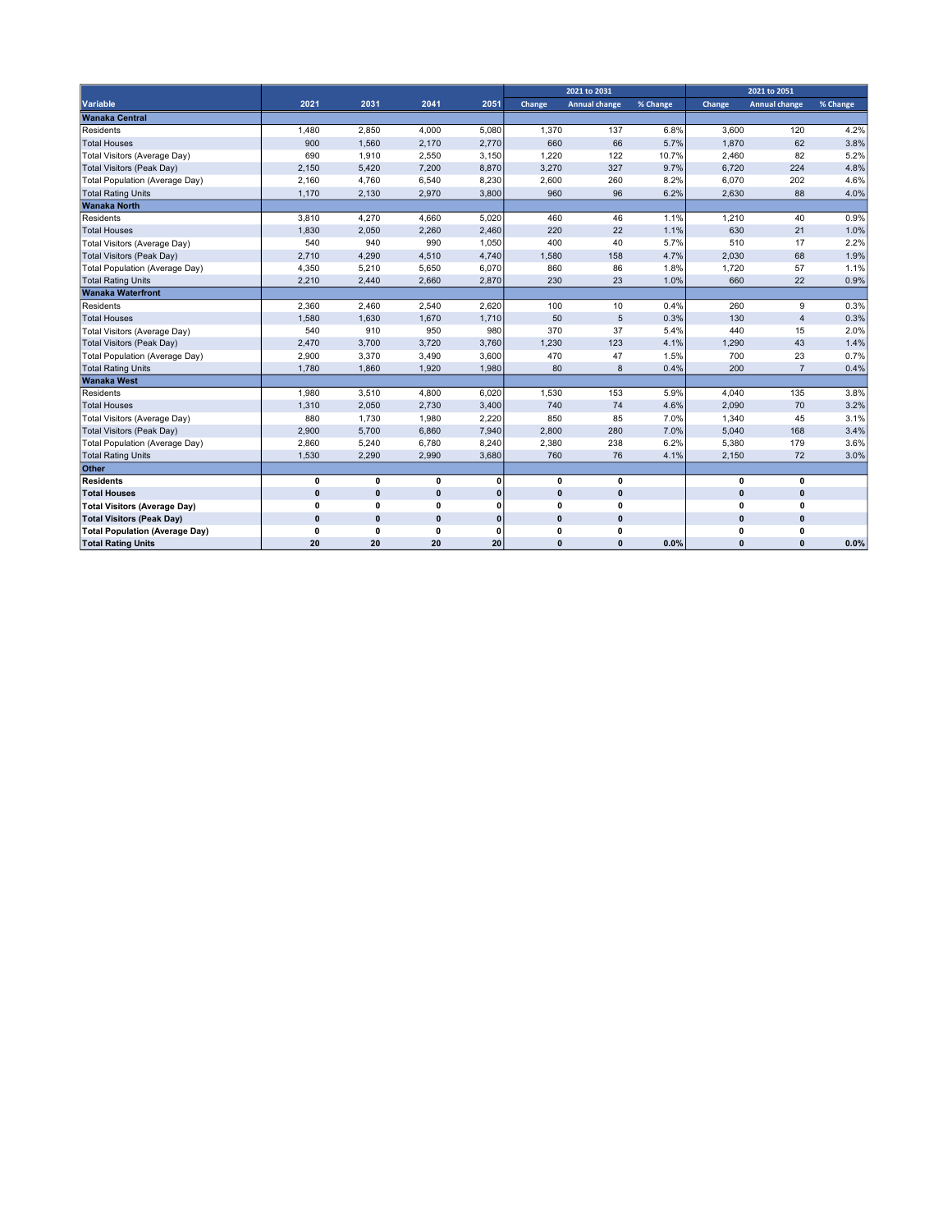| Variable | 2021 | 2031 | 2041 | 2051 | 2021 to 2031 | | | 2021 to 2051 | | |
|---|---|---|---|---|---|---|---|---|---|---|
| | | | | | Change | Annual change | % Change | Change | Annual change | % Change |
| **Wanaka Central** | | | | | | | | | | |
| Residents | 1,480 | 2,850 | 4,000 | 5,080 | 1,370 | 137 | 6.8% | 3,600 | 120 | 4.2% |
| Total Houses | 900 | 1,560 | 2,170 | 2,770 | 660 | 66 | 5.7% | 1,870 | 62 | 3.8% |
| Total Visitors (Average Day) | 690 | 1,910 | 2,550 | 3,150 | 1,220 | 122 | 10.7% | 2,460 | 82 | 5.2% |
| Total Visitors (Peak Day) | 2,150 | 5,420 | 7,200 | 8,870 | 3,270 | 327 | 9.7% | 6,720 | 224 | 4.8% |
| Total Population (Average Day) | 2,160 | 4,760 | 6,540 | 8,230 | 2,600 | 260 | 8.2% | 6,070 | 202 | 4.6% |
| Total Rating Units | 1,170 | 2,130 | 2,970 | 3,800 | 960 | 96 | 6.2% | 2,630 | 88 | 4.0% |
| **Wanaka North** | | | | | | | | | | |
| Residents | 3,810 | 4,270 | 4,660 | 5,020 | 460 | 46 | 1.1% | 1,210 | 40 | 0.9% |
| Total Houses | 1,830 | 2,050 | 2,260 | 2,460 | 220 | 22 | 1.1% | 630 | 21 | 1.0% |
| Total Visitors (Average Day) | 540 | 940 | 990 | 1,050 | 400 | 40 | 5.7% | 510 | 17 | 2.2% |
| Total Visitors (Peak Day) | 2,710 | 4,290 | 4,510 | 4,740 | 1,580 | 158 | 4.7% | 2,030 | 68 | 1.9% |
| Total Population (Average Day) | 4,350 | 5,210 | 5,650 | 6,070 | 860 | 86 | 1.8% | 1,720 | 57 | 1.1% |
| Total Rating Units | 2,210 | 2,440 | 2,660 | 2,870 | 230 | 23 | 1.0% | 660 | 22 | 0.9% |
| **Wanaka Waterfront** | | | | | | | | | | |
| Residents | 2,360 | 2,460 | 2,540 | 2,620 | 100 | 10 | 0.4% | 260 | 9 | 0.3% |
| Total Houses | 1,580 | 1,630 | 1,670 | 1,710 | 50 | 5 | 0.3% | 130 | 4 | 0.3% |
| Total Visitors (Average Day) | 540 | 910 | 950 | 980 | 370 | 37 | 5.4% | 440 | 15 | 2.0% |
| Total Visitors (Peak Day) | 2,470 | 3,700 | 3,720 | 3,760 | 1,230 | 123 | 4.1% | 1,290 | 43 | 1.4% |
| Total Population (Average Day) | 2,900 | 3,370 | 3,490 | 3,600 | 470 | 47 | 1.5% | 700 | 23 | 0.7% |
| Total Rating Units | 1,780 | 1,860 | 1,920 | 1,980 | 80 | 8 | 0.4% | 200 | 7 | 0.4% |
| **Wanaka West** | | | | | | | | | | |
| Residents | 1,980 | 3,510 | 4,800 | 6,020 | 1,530 | 153 | 5.9% | 4,040 | 135 | 3.8% |
| Total Houses | 1,310 | 2,050 | 2,730 | 3,400 | 740 | 74 | 4.6% | 2,090 | 70 | 3.2% |
| Total Visitors (Average Day) | 880 | 1,730 | 1,980 | 2,220 | 850 | 85 | 7.0% | 1,340 | 45 | 3.1% |
| Total Visitors (Peak Day) | 2,900 | 5,700 | 6,860 | 7,940 | 2,800 | 280 | 7.0% | 5,040 | 168 | 3.4% |
| Total Population (Average Day) | 2,860 | 5,240 | 6,780 | 8,240 | 2,380 | 238 | 6.2% | 5,380 | 179 | 3.6% |
| Total Rating Units | 1,530 | 2,290 | 2,990 | 3,680 | 760 | 76 | 4.1% | 2,150 | 72 | 3.0% |
| **Other** | | | | | | | | | | |
| **Residents** | **0** | **0** | **0** | **0** | **0** | **0** | | **0** | **0** | |
| **Total Houses** | **0** | **0** | **0** | **0** | **0** | **0** | | **0** | **0** | |
| **Total Visitors (Average Day)** | **0** | **0** | **0** | **0** | **0** | **0** | | **0** | **0** | |
| **Total Visitors (Peak Day)** | **0** | **0** | **0** | **0** | **0** | **0** | | **0** | **0** | |
| **Total Population (Average Day)** | **0** | **0** | **0** | **0** | **0** | **0** | | **0** | **0** | |
| **Total Rating Units** | **20** | **20** | **20** | **20** | **0** | **0** | **0.0%** | **0** | **0** | **0.0%** |